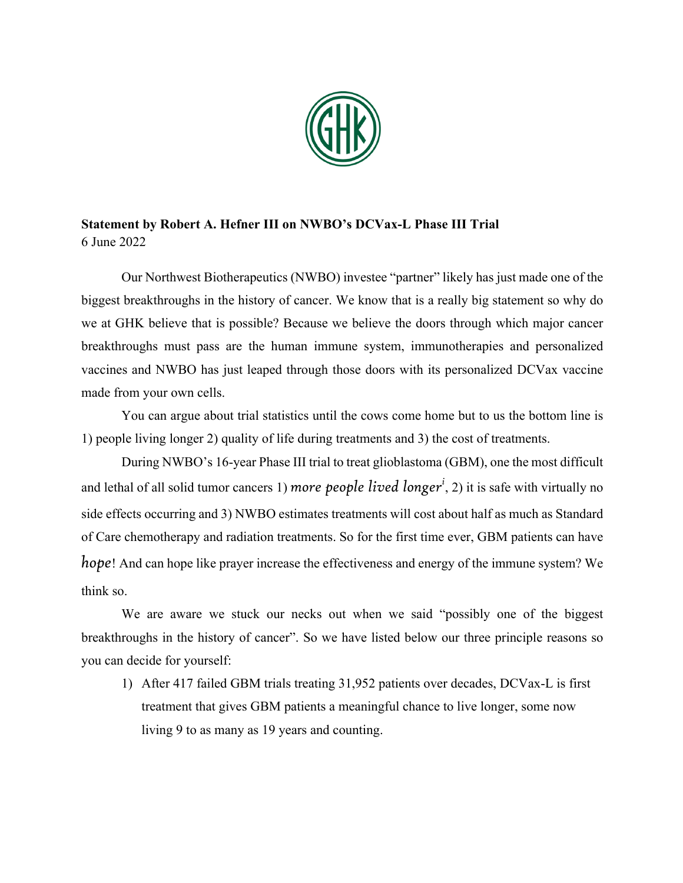**Statement by Robert A. Hefner III on NWBO's DCVax-L Phase III Trial**
6 June 2022

Our Northwest Biotherapeutics (NWBO) investee "partner" likely has just made one of the biggest breakthroughs in the history of cancer. We know that is a really big statement so why do we at GHK believe that is possible? Because we believe the doors through which major cancer breakthroughs must pass are the human immune system, immunotherapies and personalized vaccines and NWBO has just leaped through those doors with its personalized DCVax vaccine made from your own cells.

You can argue about trial statistics until the cows come home but to us the bottom line is 1) people living longer 2) quality of life during treatments and 3) the cost of treatments.

During NWBO's 16-year Phase III trial to treat glioblastoma (GBM), one the most difficult and lethal of all solid tumor cancers 1) *more people lived longer*[i], 2) it is safe with virtually no side effects occurring and 3) NWBO estimates treatments will cost about half as much as Standard of Care chemotherapy and radiation treatments. So for the first time ever, GBM patients can have *hope*! And can hope like prayer increase the effectiveness and energy of the immune system? We think so.

We are aware we stuck our necks out when we said "possibly one of the biggest breakthroughs in the history of cancer". So we have listed below our three principle reasons so you can decide for yourself:

1) After 417 failed GBM trials treating 31,952 patients over decades, DCVax-L is first treatment that gives GBM patients a meaningful chance to live longer, some now living 9 to as many as 19 years and counting.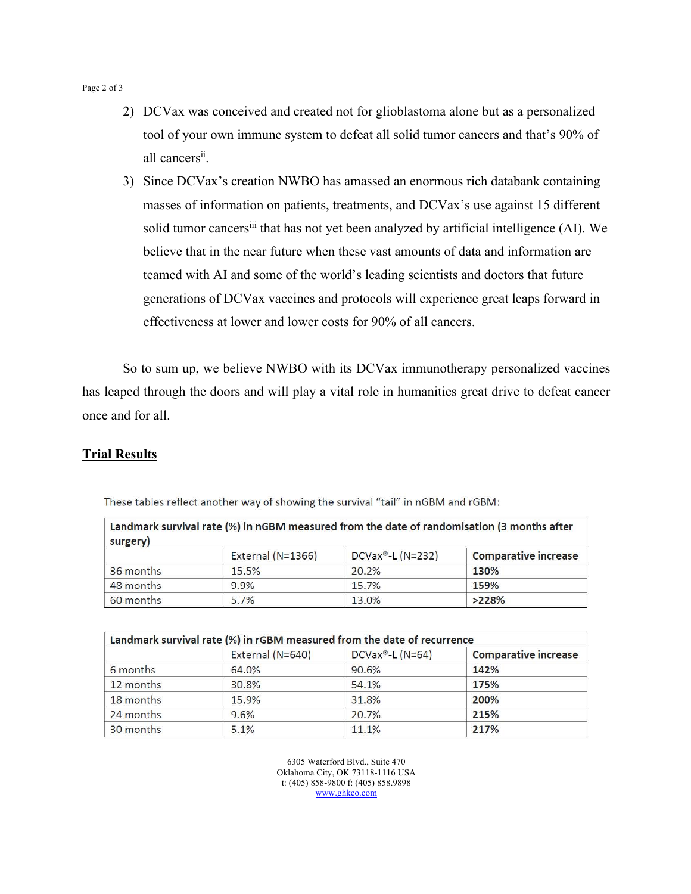2) DCVax was conceived and created not for glioblastoma alone but as a personalized tool of your own immune system to defeat all solid tumor cancers and that's 90% of all cancers[ii].

3) Since DCVax's creation NWBO has amassed an enormous rich databank containing masses of information on patients, treatments, and DCVax's use against 15 different solid tumor cancers[iii] that has not yet been analyzed by artificial intelligence (AI). We believe that in the near future when these vast amounts of data and information are teamed with AI and some of the world's leading scientists and doctors that future generations of DCVax vaccines and protocols will experience great leaps forward in effectiveness at lower and lower costs for 90% of all cancers.

So to sum up, we believe NWBO with its DCVax immunotherapy personalized vaccines has leaped through the doors and will play a vital role in humanities great drive to defeat cancer once and for all.

## Trial Results

These tables reflect another way of showing the survival "tail" in nGBM and rGBM:

| **Landmark survival rate (%) in nGBM measured from the date of randomisation (3 months after surgery)** | | | |
|---|---|---|---|
| | External (N=1366) | DCVax®-L (N=232) | **Comparative increase** |
| 36 months | 15.5% | 20.2% | **130%** |
| 48 months | 9.9% | 15.7% | **159%** |
| 60 months | 5.7% | 13.0% | **>228%** |

| **Landmark survival rate (%) in rGBM measured from the date of recurrence** | | | |
|---|---|---|---|
| | External (N=640) | DCVax®-L (N=64) | **Comparative increase** |
| 6 months | 64.0% | 90.6% | **142%** |
| 12 months | 30.8% | 54.1% | **175%** |
| 18 months | 15.9% | 31.8% | **200%** |
| 24 months | 9.6% | 20.7% | **215%** |
| 30 months | 5.1% | 11.1% | **217%** |

6305 Waterford Blvd., Suite 470
Oklahoma City, OK 73118-1116 USA
t: (405) 858-9800 f: (405) 858.9898
www.ghkco.com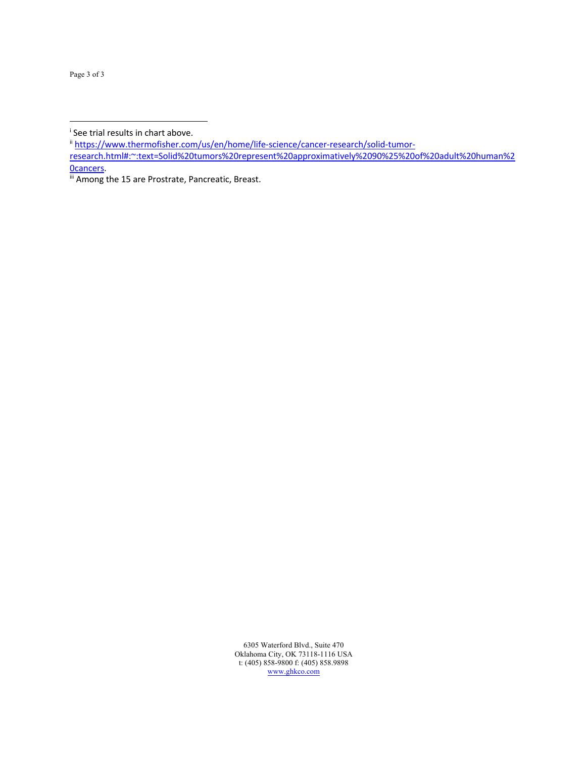[i] See trial results in chart above.

[ii] https://www.thermofisher.com/us/en/home/life-science/cancer-research/solid-tumor-research.html#:~:text=Solid%20tumors%20represent%20approximatively%2090%25%20of%20adult%20human%20cancers.

[iii] Among the 15 are Prostrate, Pancreatic, Breast.

6305 Waterford Blvd., Suite 470
Oklahoma City, OK 73118-1116 USA
t: (405) 858-9800 f: (405) 858.9898
www.ghkco.com